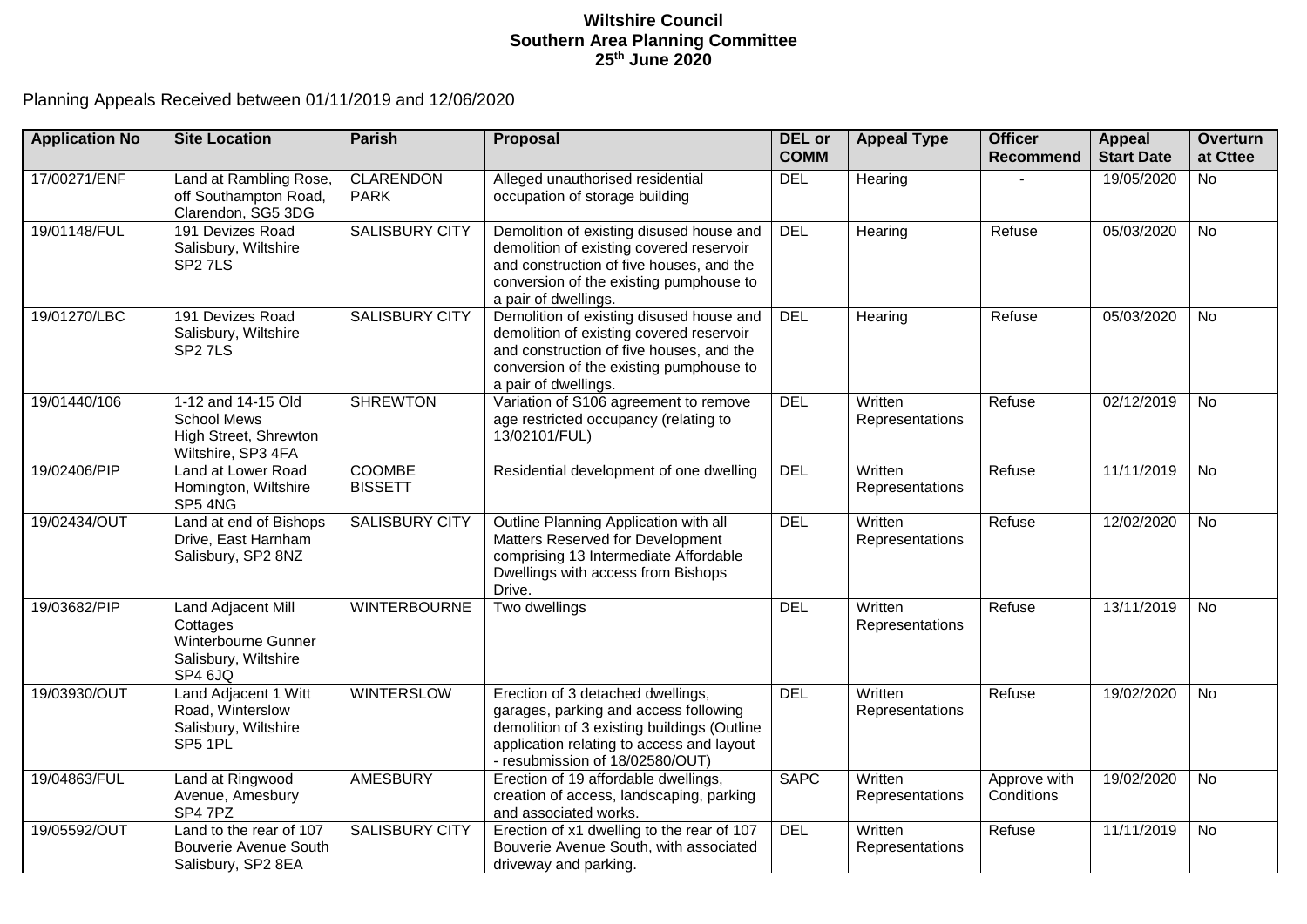**Wiltshire Council**
**Southern Area Planning Committee**
**25th June 2020**

Planning Appeals Received between 01/11/2019 and 12/06/2020

| Application No | Site Location | Parish | Proposal | DEL or COMM | Appeal Type | Officer Recommend | Appeal Start Date | Overturn at Cttee |
|---|---|---|---|---|---|---|---|---|
| 17/00271/ENF | Land at Rambling Rose, off Southampton Road, Clarendon, SG5 3DG | CLARENDON PARK | Alleged unauthorised residential occupation of storage building | DEL | Hearing | - | 19/05/2020 | No |
| 19/01148/FUL | 191 Devizes Road Salisbury, Wiltshire SP2 7LS | SALISBURY CITY | Demolition of existing disused house and demolition of existing covered reservoir and construction of five houses, and the conversion of the existing pumphouse to a pair of dwellings. | DEL | Hearing | Refuse | 05/03/2020 | No |
| 19/01270/LBC | 191 Devizes Road Salisbury, Wiltshire SP2 7LS | SALISBURY CITY | Demolition of existing disused house and demolition of existing covered reservoir and construction of five houses, and the conversion of the existing pumphouse to a pair of dwellings. | DEL | Hearing | Refuse | 05/03/2020 | No |
| 19/01440/106 | 1-12 and 14-15 Old School Mews High Street, Shrewton Wiltshire, SP3 4FA | SHREWTON | Variation of S106 agreement to remove age restricted occupancy (relating to 13/02101/FUL) | DEL | Written Representations | Refuse | 02/12/2019 | No |
| 19/02406/PIP | Land at Lower Road Homington, Wiltshire SP5 4NG | COOMBE BISSETT | Residential development of one dwelling | DEL | Written Representations | Refuse | 11/11/2019 | No |
| 19/02434/OUT | Land at end of Bishops Drive, East Harnham Salisbury, SP2 8NZ | SALISBURY CITY | Outline Planning Application with all Matters Reserved for Development comprising 13 Intermediate Affordable Dwellings with access from Bishops Drive. | DEL | Written Representations | Refuse | 12/02/2020 | No |
| 19/03682/PIP | Land Adjacent Mill Cottages Winterbourne Gunner Salisbury, Wiltshire SP4 6JQ | WINTERBOURNE | Two dwellings | DEL | Written Representations | Refuse | 13/11/2019 | No |
| 19/03930/OUT | Land Adjacent 1 Witt Road, Winterslow Salisbury, Wiltshire SP5 1PL | WINTERSLOW | Erection of 3 detached dwellings, garages, parking and access following demolition of 3 existing buildings (Outline application relating to access and layout - resubmission of 18/02580/OUT) | DEL | Written Representations | Refuse | 19/02/2020 | No |
| 19/04863/FUL | Land at Ringwood Avenue, Amesbury SP4 7PZ | AMESBURY | Erection of 19 affordable dwellings, creation of access, landscaping, parking and associated works. | SAPC | Written Representations | Approve with Conditions | 19/02/2020 | No |
| 19/05592/OUT | Land to the rear of 107 Bouverie Avenue South Salisbury, SP2 8EA | SALISBURY CITY | Erection of x1 dwelling to the rear of 107 Bouverie Avenue South, with associated driveway and parking. | DEL | Written Representations | Refuse | 11/11/2019 | No |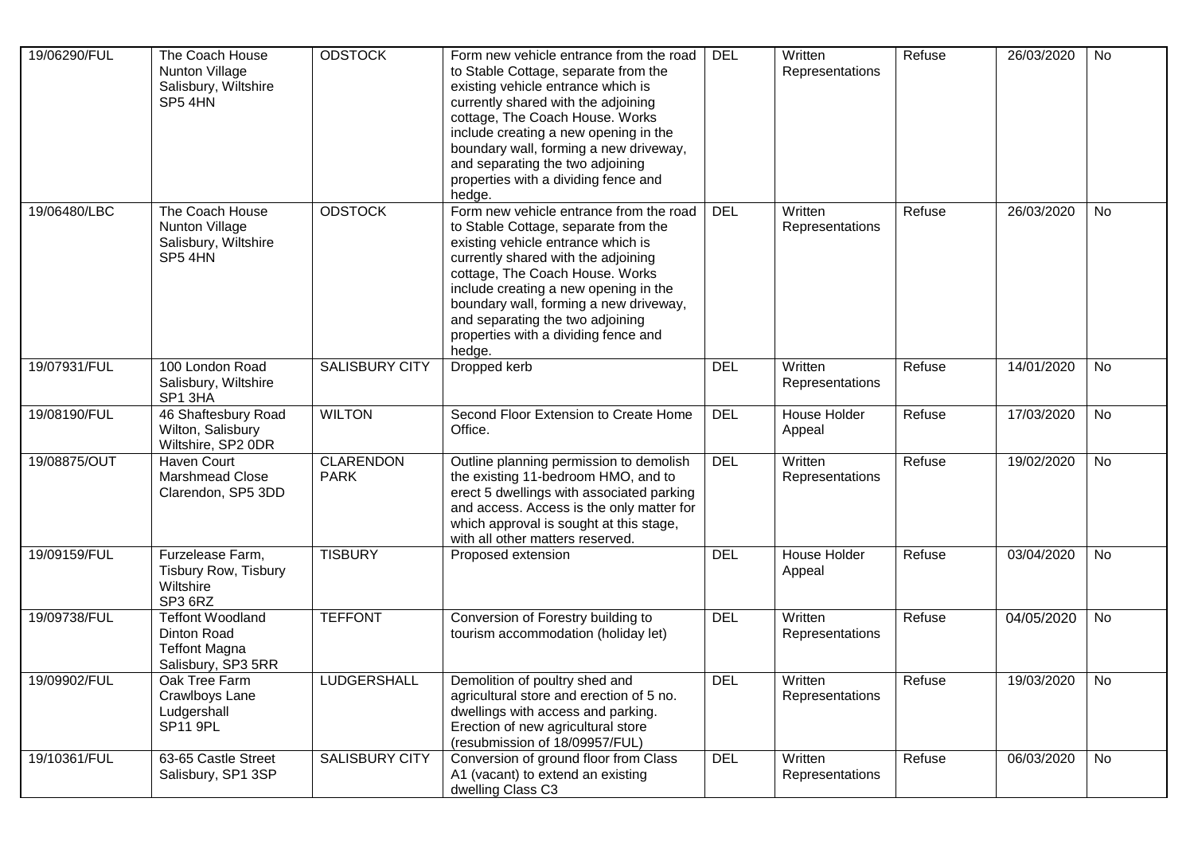| | | | | | | | | |
|---|---|---|---|---|---|---|---|---|
| 19/06290/FUL | The Coach House Nunton Village Salisbury, Wiltshire SP5 4HN | ODSTOCK | Form new vehicle entrance from the road to Stable Cottage, separate from the existing vehicle entrance which is currently shared with the adjoining cottage, The Coach House. Works include creating a new opening in the boundary wall, forming a new driveway, and separating the two adjoining properties with a dividing fence and hedge. | DEL | Written Representations | Refuse | 26/03/2020 | No |
| 19/06480/LBC | The Coach House Nunton Village Salisbury, Wiltshire SP5 4HN | ODSTOCK | Form new vehicle entrance from the road to Stable Cottage, separate from the existing vehicle entrance which is currently shared with the adjoining cottage, The Coach House. Works include creating a new opening in the boundary wall, forming a new driveway, and separating the two adjoining properties with a dividing fence and hedge. | DEL | Written Representations | Refuse | 26/03/2020 | No |
| 19/07931/FUL | 100 London Road Salisbury, Wiltshire SP1 3HA | SALISBURY CITY | Dropped kerb | DEL | Written Representations | Refuse | 14/01/2020 | No |
| 19/08190/FUL | 46 Shaftesbury Road Wilton, Salisbury Wiltshire, SP2 0DR | WILTON | Second Floor Extension to Create Home Office. | DEL | House Holder Appeal | Refuse | 17/03/2020 | No |
| 19/08875/OUT | Haven Court Marshmead Close Clarendon, SP5 3DD | CLARENDON PARK | Outline planning permission to demolish the existing 11-bedroom HMO, and to erect 5 dwellings with associated parking and access. Access is the only matter for which approval is sought at this stage, with all other matters reserved. | DEL | Written Representations | Refuse | 19/02/2020 | No |
| 19/09159/FUL | Furzelease Farm, Tisbury Row, Tisbury Wiltshire SP3 6RZ | TISBURY | Proposed extension | DEL | House Holder Appeal | Refuse | 03/04/2020 | No |
| 19/09738/FUL | Teffont Woodland Dinton Road Teffont Magna Salisbury, SP3 5RR | TEFFONT | Conversion of Forestry building to tourism accommodation (holiday let) | DEL | Written Representations | Refuse | 04/05/2020 | No |
| 19/09902/FUL | Oak Tree Farm Crawlboys Lane Ludgershall SP11 9PL | LUDGERSHALL | Demolition of poultry shed and agricultural store and erection of 5 no. dwellings with access and parking. Erection of new agricultural store (resubmission of 18/09957/FUL) | DEL | Written Representations | Refuse | 19/03/2020 | No |
| 19/10361/FUL | 63-65 Castle Street Salisbury, SP1 3SP | SALISBURY CITY | Conversion of ground floor from Class A1 (vacant) to extend an existing dwelling Class C3 | DEL | Written Representations | Refuse | 06/03/2020 | No |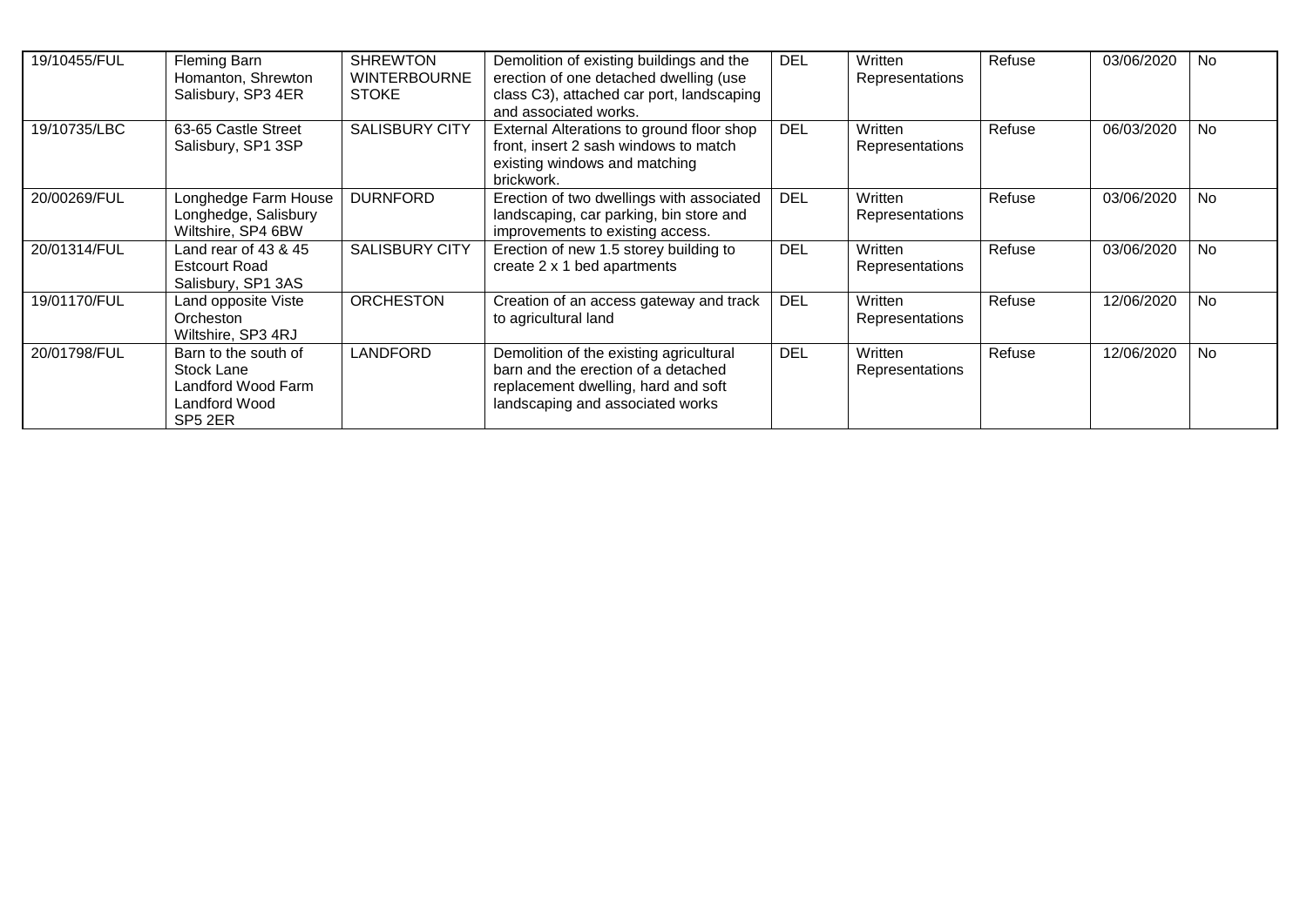| | | | | | | | | |
|---|---|---|---|---|---|---|---|---|
| 19/10455/FUL | Fleming Barn Homanton, Shrewton Salisbury, SP3 4ER | SHREWTON WINTERBOURNE STOKE | Demolition of existing buildings and the erection of one detached dwelling (use class C3), attached car port, landscaping and associated works. | DEL | Written Representations | Refuse | 03/06/2020 | No |
| 19/10735/LBC | 63-65 Castle Street Salisbury, SP1 3SP | SALISBURY CITY | External Alterations to ground floor shop front, insert 2 sash windows to match existing windows and matching brickwork. | DEL | Written Representations | Refuse | 06/03/2020 | No |
| 20/00269/FUL | Longhedge Farm House Longhedge, Salisbury Wiltshire, SP4 6BW | DURNFORD | Erection of two dwellings with associated landscaping, car parking, bin store and improvements to existing access. | DEL | Written Representations | Refuse | 03/06/2020 | No |
| 20/01314/FUL | Land rear of 43 & 45 Estcourt Road Salisbury, SP1 3AS | SALISBURY CITY | Erection of new 1.5 storey building to create 2 x 1 bed apartments | DEL | Written Representations | Refuse | 03/06/2020 | No |
| 19/01170/FUL | Land opposite Viste Orcheston Wiltshire, SP3 4RJ | ORCHESTON | Creation of an access gateway and track to agricultural land | DEL | Written Representations | Refuse | 12/06/2020 | No |
| 20/01798/FUL | Barn to the south of Stock Lane Landford Wood Farm Landford Wood SP5 2ER | LANDFORD | Demolition of the existing agricultural barn and the erection of a detached replacement dwelling, hard and soft landscaping and associated works | DEL | Written Representations | Refuse | 12/06/2020 | No |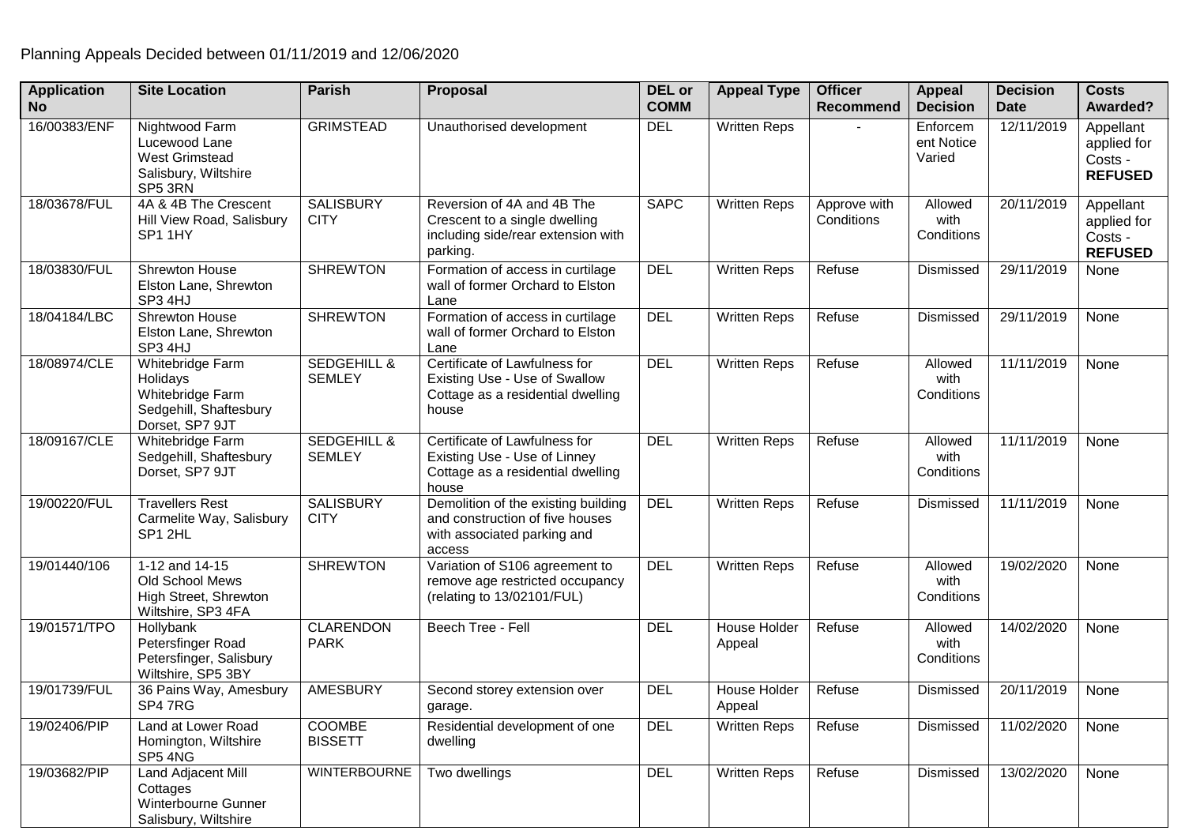Planning Appeals Decided between 01/11/2019 and 12/06/2020

| Application No | Site Location | Parish | Proposal | DEL or COMM | Appeal Type | Officer Recommend | Appeal Decision | Decision Date | Costs Awarded? |
|---|---|---|---|---|---|---|---|---|---|
| 16/00383/ENF | Nightwood Farm Lucewood Lane West Grimstead Salisbury, Wiltshire SP5 3RN | GRIMSTEAD | Unauthorised development | DEL | Written Reps | - | Enforcement Notice Varied | 12/11/2019 | Appellant applied for Costs - **REFUSED** |
| 18/03678/FUL | 4A & 4B The Crescent Hill View Road, Salisbury SP1 1HY | SALISBURY CITY | Reversion of 4A and 4B The Crescent to a single dwelling including side/rear extension with parking. | SAPC | Written Reps | Approve with Conditions | Allowed with Conditions | 20/11/2019 | Appellant applied for Costs - **REFUSED** |
| 18/03830/FUL | Shrewton House Elston Lane, Shrewton SP3 4HJ | SHREWTON | Formation of access in curtilage wall of former Orchard to Elston Lane | DEL | Written Reps | Refuse | Dismissed | 29/11/2019 | None |
| 18/04184/LBC | Shrewton House Elston Lane, Shrewton SP3 4HJ | SHREWTON | Formation of access in curtilage wall of former Orchard to Elston Lane | DEL | Written Reps | Refuse | Dismissed | 29/11/2019 | None |
| 18/08974/CLE | Whitebridge Farm Holidays Whitebridge Farm Sedgehill, Shaftesbury Dorset, SP7 9JT | SEDGEHILL & SEMLEY | Certificate of Lawfulness for Existing Use - Use of Swallow Cottage as a residential dwelling house | DEL | Written Reps | Refuse | Allowed with Conditions | 11/11/2019 | None |
| 18/09167/CLE | Whitebridge Farm Sedgehill, Shaftesbury Dorset, SP7 9JT | SEDGEHILL & SEMLEY | Certificate of Lawfulness for Existing Use - Use of Linney Cottage as a residential dwelling house | DEL | Written Reps | Refuse | Allowed with Conditions | 11/11/2019 | None |
| 19/00220/FUL | Travellers Rest Carmelite Way, Salisbury SP1 2HL | SALISBURY CITY | Demolition of the existing building and construction of five houses with associated parking and access | DEL | Written Reps | Refuse | Dismissed | 11/11/2019 | None |
| 19/01440/106 | 1-12 and 14-15 Old School Mews High Street, Shrewton Wiltshire, SP3 4FA | SHREWTON | Variation of S106 agreement to remove age restricted occupancy (relating to 13/02101/FUL) | DEL | Written Reps | Refuse | Allowed with Conditions | 19/02/2020 | None |
| 19/01571/TPO | Hollybank Petersfinger Road Petersfinger, Salisbury Wiltshire, SP5 3BY | CLARENDON PARK | Beech Tree - Fell | DEL | House Holder Appeal | Refuse | Allowed with Conditions | 14/02/2020 | None |
| 19/01739/FUL | 36 Pains Way, Amesbury SP4 7RG | AMESBURY | Second storey extension over garage. | DEL | House Holder Appeal | Refuse | Dismissed | 20/11/2019 | None |
| 19/02406/PIP | Land at Lower Road Homington, Wiltshire SP5 4NG | COOMBE BISSETT | Residential development of one dwelling | DEL | Written Reps | Refuse | Dismissed | 11/02/2020 | None |
| 19/03682/PIP | Land Adjacent Mill Cottages Winterbourne Gunner Salisbury, Wiltshire | WINTERBOURNE | Two dwellings | DEL | Written Reps | Refuse | Dismissed | 13/02/2020 | None |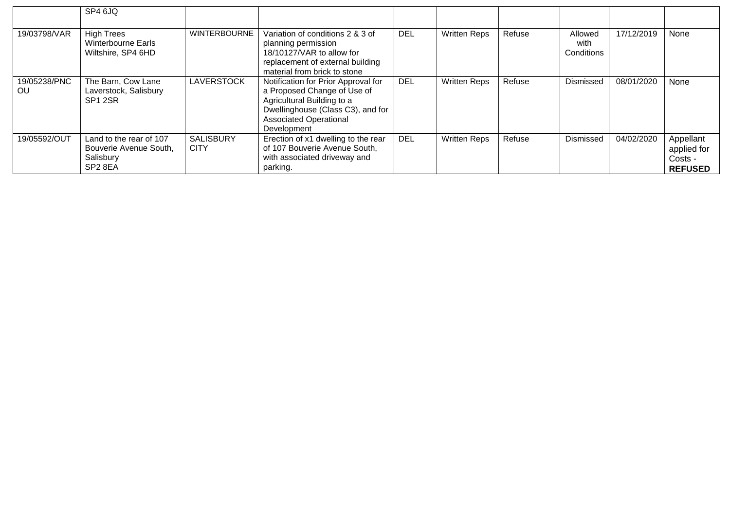| | | | | | | | | | |
|---|---|---|---|---|---|---|---|---|---|
| | SP4 6JQ | | | | | | | | |
| 19/03798/VAR | High Trees Winterbourne Earls Wiltshire, SP4 6HD | WINTERBOURNE | Variation of conditions 2 & 3 of planning permission 18/10127/VAR to allow for replacement of external building material from brick to stone | DEL | Written Reps | Refuse | Allowed with Conditions | 17/12/2019 | None |
| 19/05238/PNCOU | The Barn, Cow Lane Laverstock, Salisbury SP1 2SR | LAVERSTOCK | Notification for Prior Approval for a Proposed Change of Use of Agricultural Building to a Dwellinghouse (Class C3), and for Associated Operational Development | DEL | Written Reps | Refuse | Dismissed | 08/01/2020 | None |
| 19/05592/OUT | Land to the rear of 107 Bouverie Avenue South, Salisbury SP2 8EA | SALISBURY CITY | Erection of x1 dwelling to the rear of 107 Bouverie Avenue South, with associated driveway and parking. | DEL | Written Reps | Refuse | Dismissed | 04/02/2020 | Appellant applied for Costs - **REFUSED** |